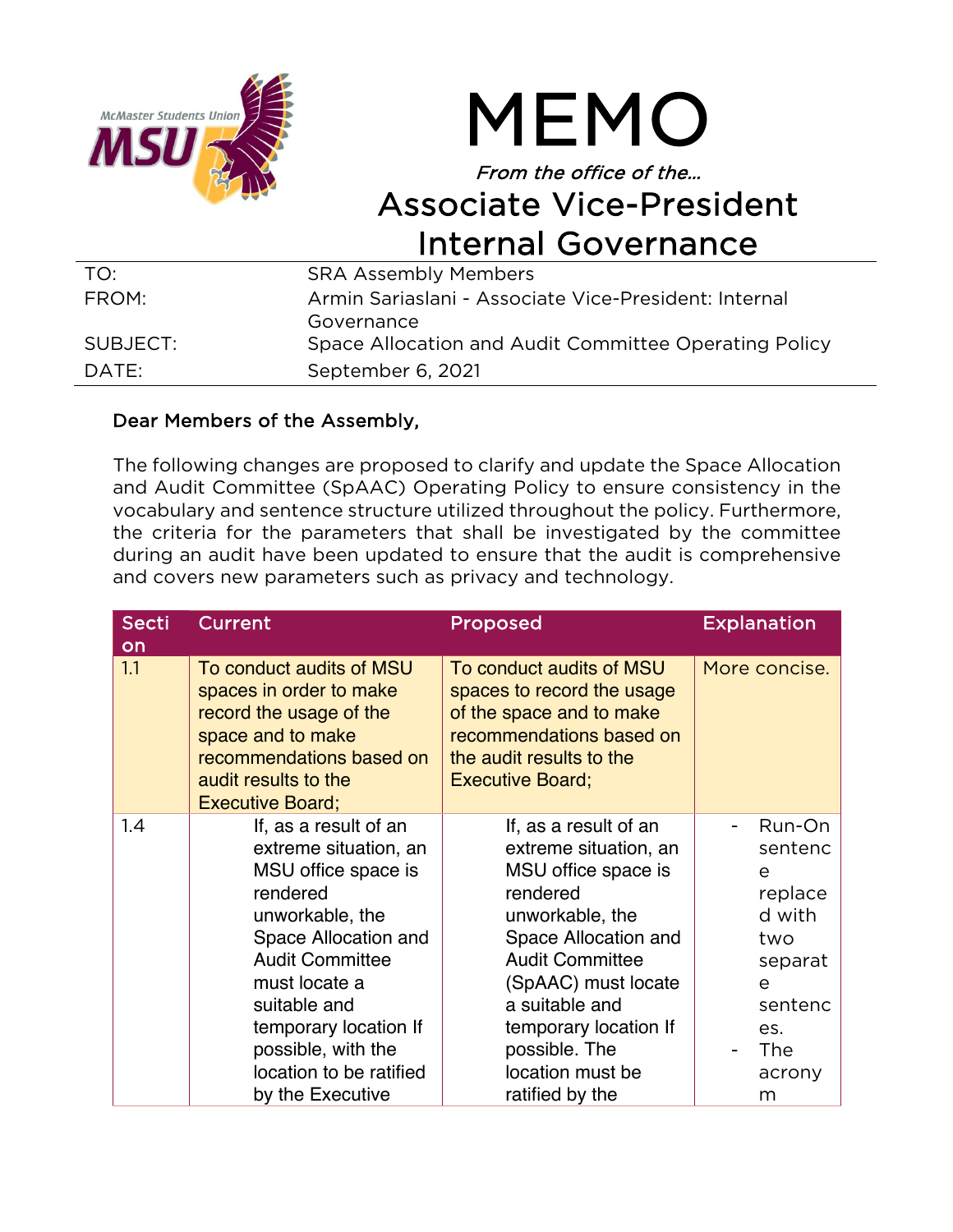# MEMO

*From the office of the...*

## Associate Vice-President Internal Governance

| | |
|---|---|
| TO: | SRA Assembly Members |
| FROM: | Armin Sariaslani - Associate Vice-President: Internal Governance |
| SUBJECT: | Space Allocation and Audit Committee Operating Policy |
| DATE: | September 6, 2021 |

Dear Members of the Assembly,

The following changes are proposed to clarify and update the Space Allocation and Audit Committee (SpAAC) Operating Policy to ensure consistency in the vocabulary and sentence structure utilized throughout the policy. Furthermore, the criteria for the parameters that shall be investigated by the committee during an audit have been updated to ensure that the audit is comprehensive and covers new parameters such as privacy and technology.

| Section | Current | Proposed | Explanation |
|---|---|---|---|
| 1.1 | To conduct audits of MSU spaces in order to make record the usage of the space and to make recommendations based on audit results to the Executive Board; | To conduct audits of MSU spaces to record the usage of the space and to make recommendations based on the audit results to the Executive Board; | More concise. |
| 1.4 | If, as a result of an extreme situation, an MSU office space is rendered unworkable, the Space Allocation and Audit Committee must locate a suitable and temporary location If possible, with the location to be ratified by the Executive | If, as a result of an extreme situation, an MSU office space is rendered unworkable, the Space Allocation and Audit Committee (SpAAC) must locate a suitable and temporary location If possible. The location must be ratified by the | - Run-On sentence replaced with two separate sentences. - The acronym |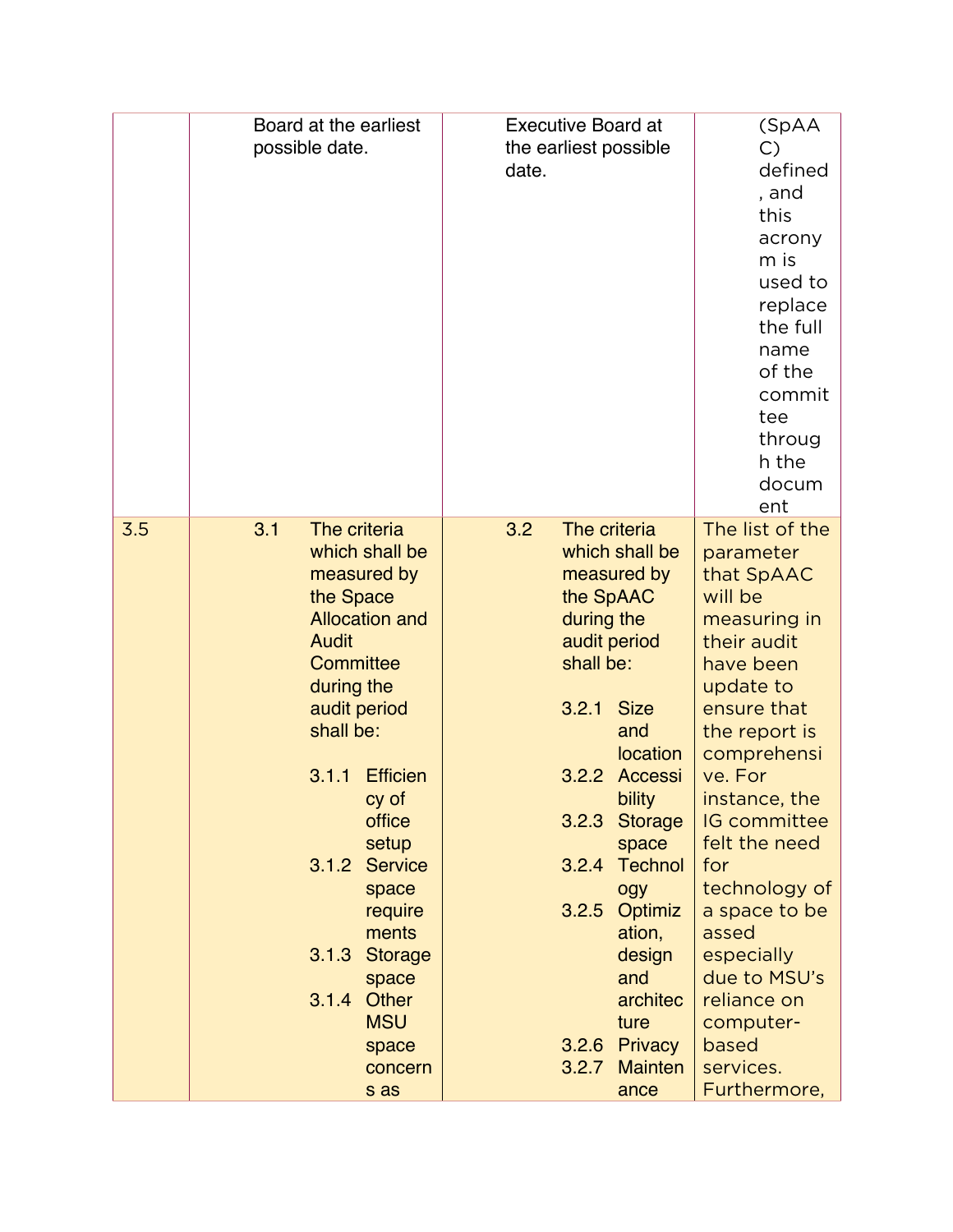| | | | |
|---|---|---|---|
| | Board at the earliest possible date. | Executive Board at the earliest possible date. | (SpAAC) defined, and this acronym is used to replace the full name of the committee through the document |
| 3.5 | 3.1 The criteria which shall be measured by the Space Allocation and Audit Committee during the audit period shall be:<br><br>3.1.1 Efficiency of office setup<br>3.1.2 Service space requirements<br>3.1.3 Storage space<br>3.1.4 Other MSU space concerns as | 3.2 The criteria which shall be measured by the SpAAC during the audit period shall be:<br><br>3.2.1 Size and location<br>3.2.2 Accessibility<br>3.2.3 Storage space<br>3.2.4 Technology<br>3.2.5 Optimization, design and architecture<br>3.2.6 Privacy<br>3.2.7 Maintenance | The list of the parameter that SpAAC will be measuring in their audit have been update to ensure that the report is comprehensive. For instance, the IG committee felt the need for technology of a space to be assed especially due to MSU's reliance on computer-based services. Furthermore, |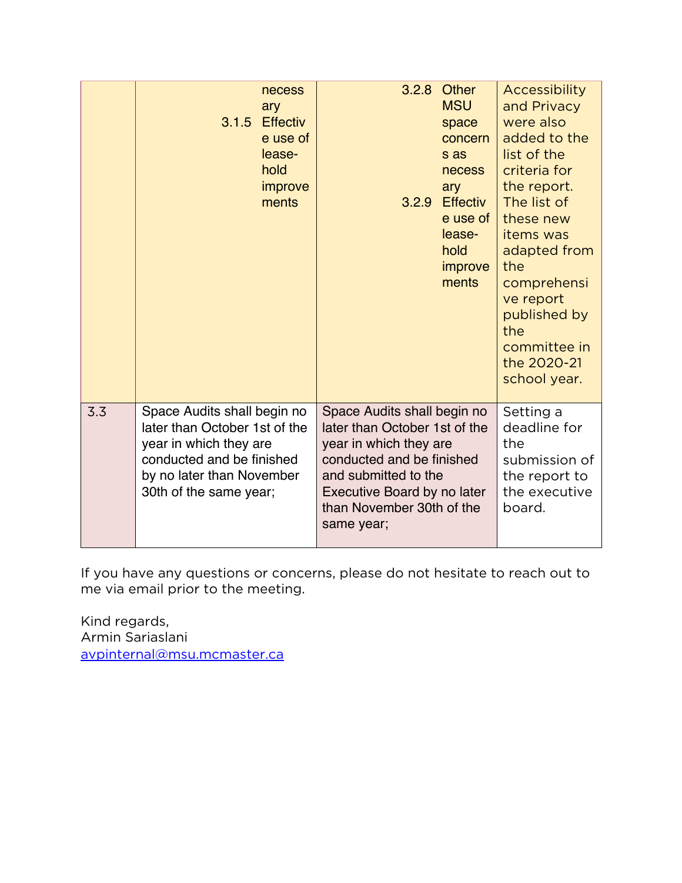| | | | |
|---|---|---|---|
| | necessary<br>3.1.5 Effective use of lease-hold improvements | 3.2.8 Other MSU space concerns as necessary<br>3.2.9 Effective use of lease-hold improvements | Accessibility and Privacy were also added to the list of the criteria for the report. The list of these new items was adapted from the comprehensive report published by the committee in the 2020-21 school year. |
| 3.3 | Space Audits shall begin no later than October 1st of the year in which they are conducted and be finished by no later than November 30th of the same year; | Space Audits shall begin no later than October 1st of the year in which they are conducted and be finished and submitted to the Executive Board by no later than November 30th of the same year; | Setting a deadline for the submission of the report to the executive board. |

If you have any questions or concerns, please do not hesitate to reach out to me via email prior to the meeting.

Kind regards,
Armin Sariaslani
avpinternal@msu.mcmaster.ca